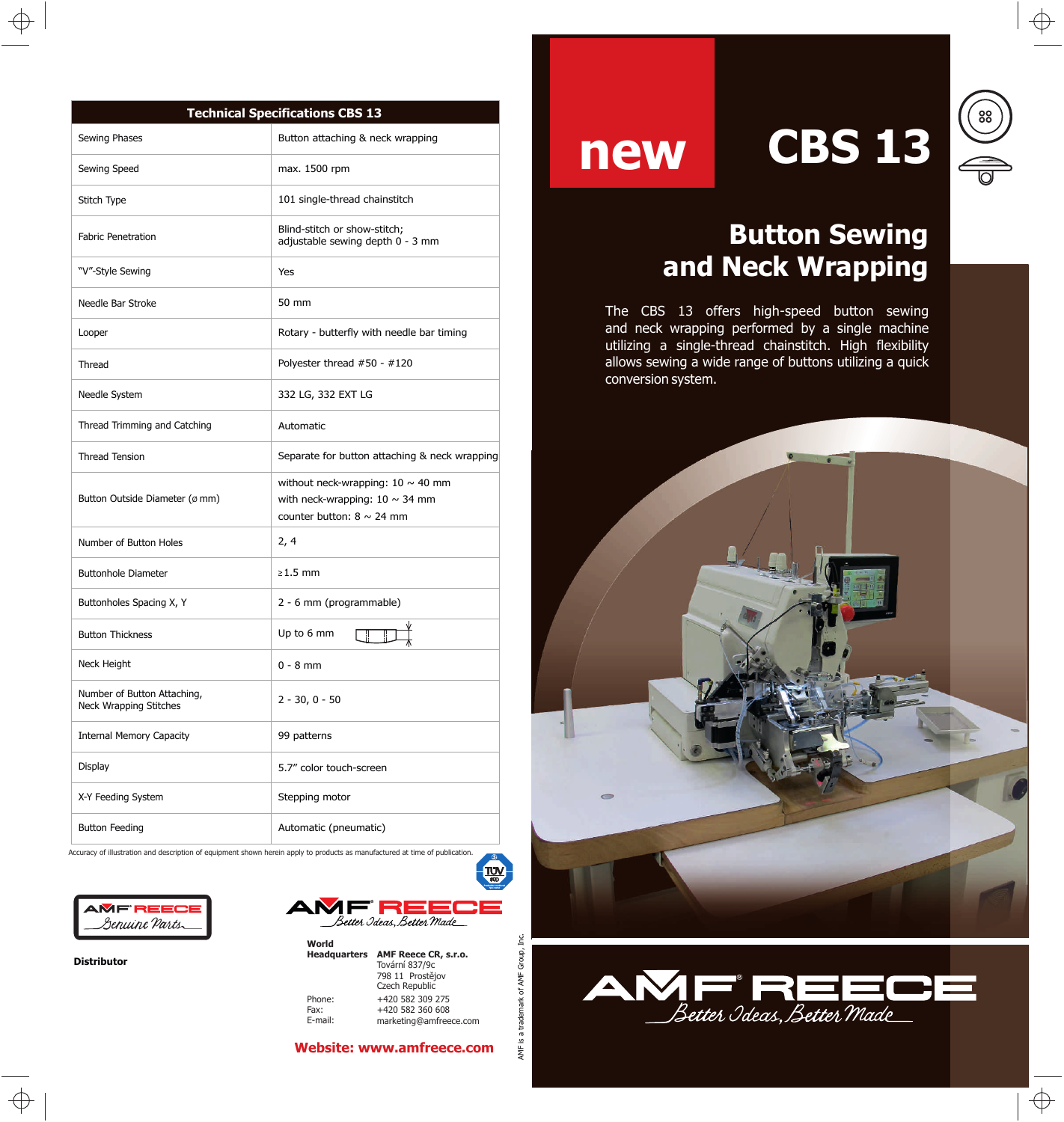# new CBS 13

## Button Sewing and Neck Wrapping

The CBS 13 offers high-speed button sewing and neck wrapping performed by a single machine utilizing a single-thread chainstitch. High flexibility allows sewing a wide range of buttons utilizing a quick conversion system.

| Technical Specifications CBS 13 | |
|---|---|
| Sewing Phases | Button attaching & neck wrapping |
| Sewing Speed | max. 1500 rpm |
| Stitch Type | 101 single-thread chainstitch |
| Fabric Penetration | Blind-stitch or show-stitch; adjustable sewing depth 0 - 3 mm |
| "V"-Style Sewing | Yes |
| Needle Bar Stroke | 50 mm |
| Looper | Rotary - butterfly with needle bar timing |
| Thread | Polyester thread #50 - #120 |
| Needle System | 332 LG, 332 EXT LG |
| Thread Trimming and Catching | Automatic |
| Thread Tension | Separate for button attaching & neck wrapping |
| Button Outside Diameter (ø mm) | without neck-wrapping: 10 ~ 40 mm<br>with neck-wrapping: 10 ~ 34 mm<br>counter button: 8 ~ 24 mm |
| Number of Button Holes | 2, 4 |
| Buttonhole Diameter | ≥1.5 mm |
| Buttonholes Spacing X, Y | 2 - 6 mm (programmable) |
| Button Thickness | Up to 6 mm |
| Neck Height | 0 - 8 mm |
| Number of Button Attaching, Neck Wrapping Stitches | 2 - 30, 0 - 50 |
| Internal Memory Capacity | 99 patterns |
| Display | 5.7" color touch-screen |
| X-Y Feeding System | Stepping motor |
| Button Feeding | Automatic (pneumatic) |

Accuracy of illustration and description of equipment shown herein apply to products as manufactured at time of publication.

AMF REECE Genuine Parts

**Distributor**

AMF REECE *Better Ideas, Better Made*

**World Headquarters** **AMF Reece CR, s.r.o.**
Tovární 837/9c
798 11 Prostějov
Czech Republic

Phone: +420 582 309 275
Fax: +420 582 360 608
E-mail: marketing@amfreece.com

**Website: www.amfreece.com**

AMF is a trademark of AMF Group, Inc.

AMF REECE *Better Ideas, Better Made*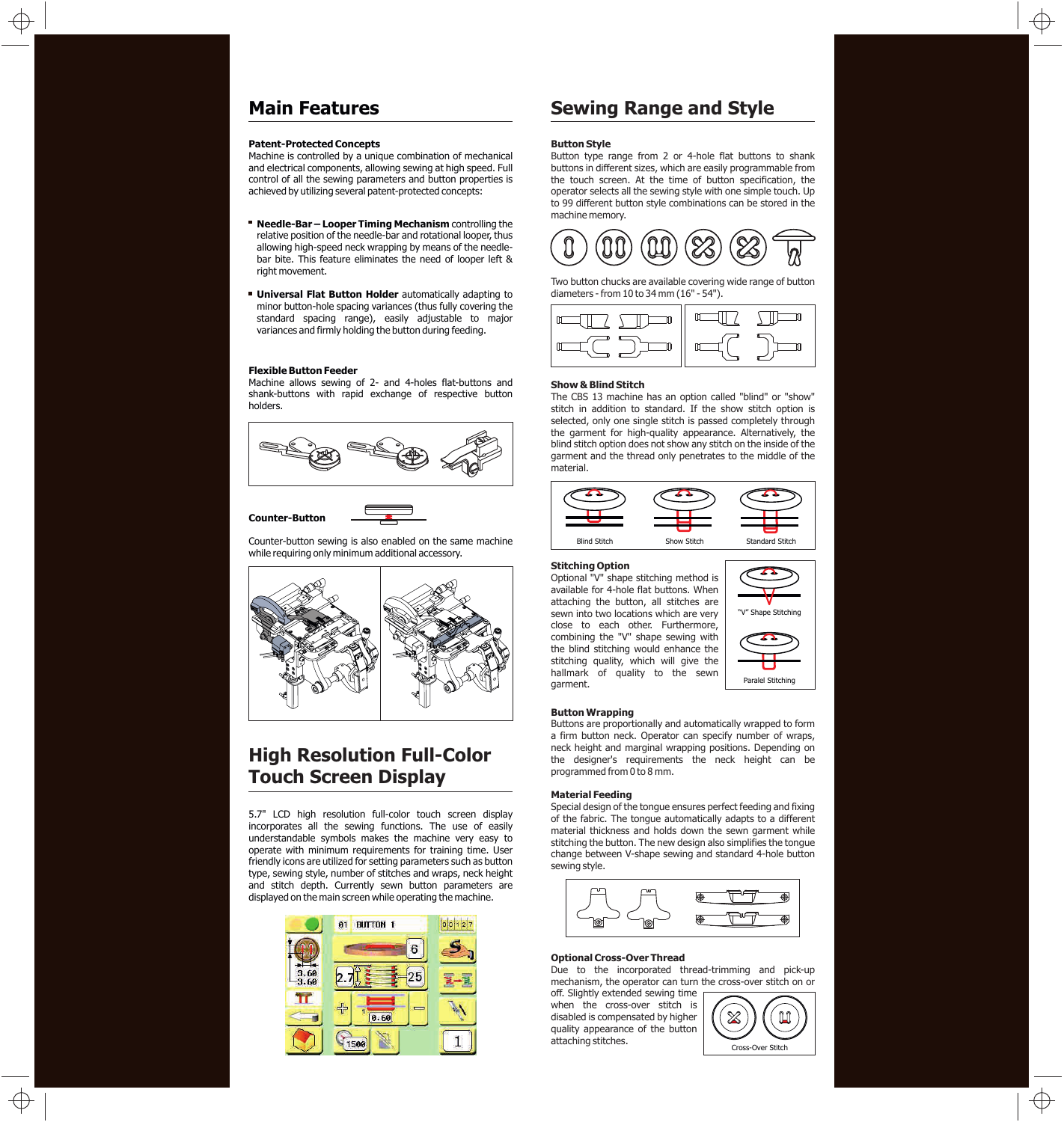## Main Features

**Patent-Protected Concepts**
Machine is controlled by a unique combination of mechanical and electrical components, allowing sewing at high speed. Full control of all the sewing parameters and button properties is achieved by utilizing several patent-protected concepts:

- **Needle-Bar – Looper Timing Mechanism** controlling the relative position of the needle-bar and rotational looper, thus allowing high-speed neck wrapping by means of the needle-bar bite. This feature eliminates the need of looper left & right movement.

- **Universal Flat Button Holder** automatically adapting to minor button-hole spacing variances (thus fully covering the standard spacing range), easily adjustable to major variances and firmly holding the button during feeding.

**Flexible Button Feeder**
Machine allows sewing of 2- and 4-holes flat-buttons and shank-buttons with rapid exchange of respective button holders.

**Counter-Button**

Counter-button sewing is also enabled on the same machine while requiring only minimum additional accessory.

## High Resolution Full-Color Touch Screen Display

5.7" LCD high resolution full-color touch screen display incorporates all the sewing functions. The use of easily understandable symbols makes the machine very easy to operate with minimum requirements for training time. User friendly icons are utilized for setting parameters such as button type, sewing style, number of stitches and wraps, neck height and stitch depth. Currently sewn button parameters are displayed on the main screen while operating the machine.

01 BUTTON 1

6

2.7

25

3.60

3.60

0.60

1500

1

## Sewing Range and Style

**Button Style**
Button type range from 2 or 4-hole flat buttons to shank buttons in different sizes, which are easily programmable from the touch screen. At the time of button specification, the operator selects all the sewing style with one simple touch. Up to 99 different button style combinations can be stored in the machine memory.

Two button chucks are available covering wide range of button diameters - from 10 to 34 mm (16" - 54").

**Show & Blind Stitch**
The CBS 13 machine has an option called "blind" or "show" stitch in addition to standard. If the show stitch option is selected, only one single stitch is passed completely through the garment for high-quality appearance. Alternatively, the blind stitch option does not show any stitch on the inside of the garment and the thread only penetrates to the middle of the material.

Blind Stitch

Show Stitch

Standard Stitch

**Stitching Option**
Optional "V" shape stitching method is available for 4-hole flat buttons. When attaching the button, all stitches are sewn into two locations which are very close to each other. Furthermore, combining the "V" shape sewing with the blind stitching would enhance the stitching quality, which will give the hallmark of quality to the sewn garment.

"V" Shape Stitching

Paralel Stitching

**Button Wrapping**
Buttons are proportionally and automatically wrapped to form a firm button neck. Operator can specify number of wraps, neck height and marginal wrapping positions. Depending on the designer's requirements the neck height can be programmed from 0 to 8 mm.

**Material Feeding**
Special design of the tongue ensures perfect feeding and fixing of the fabric. The tongue automatically adapts to a different material thickness and holds down the sewn garment while stitching the button. The new design also simplifies the tongue change between V-shape sewing and standard 4-hole button sewing style.

**Optional Cross-Over Thread**
Due to the incorporated thread-trimming and pick-up mechanism, the operator can turn the cross-over stitch on or off. Slightly extended sewing time when the cross-over stitch is disabled is compensated by higher quality appearance of the button attaching stitches.

Cross-Over Stitch